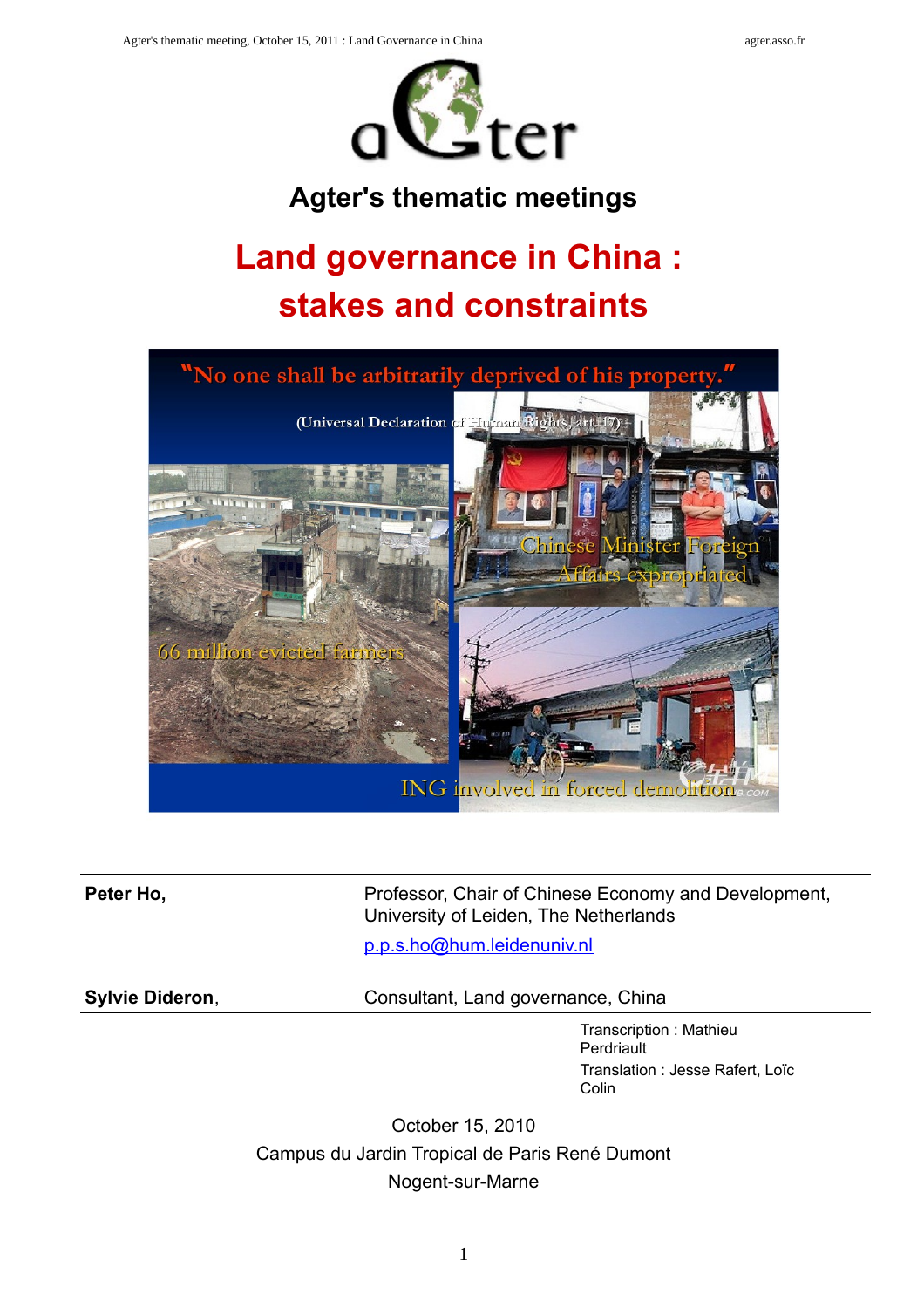# Agter's thematic meetings

# Land governance in China : stakes and constraints

"No one shall be arbitrarily deprived of his property."

(Universal Declaration of Human Rights, art. 17)

66 million evicted farmers

Chinese Minister Foreign Affairs expropriated

ING involved in forced demolition

| | |
|---|---|
| **Peter Ho,** | Professor, Chair of Chinese Economy and Development, University of Leiden, The Netherlands<br>p.p.s.ho@hum.leidenuniv.nl |
| **Sylvie Dideron**, | Consultant, Land governance, China |

Transcription : Mathieu Perdriault

Translation : Jesse Rafert, Loïc Colin

October 15, 2010

Campus du Jardin Tropical de Paris René Dumont

Nogent-sur-Marne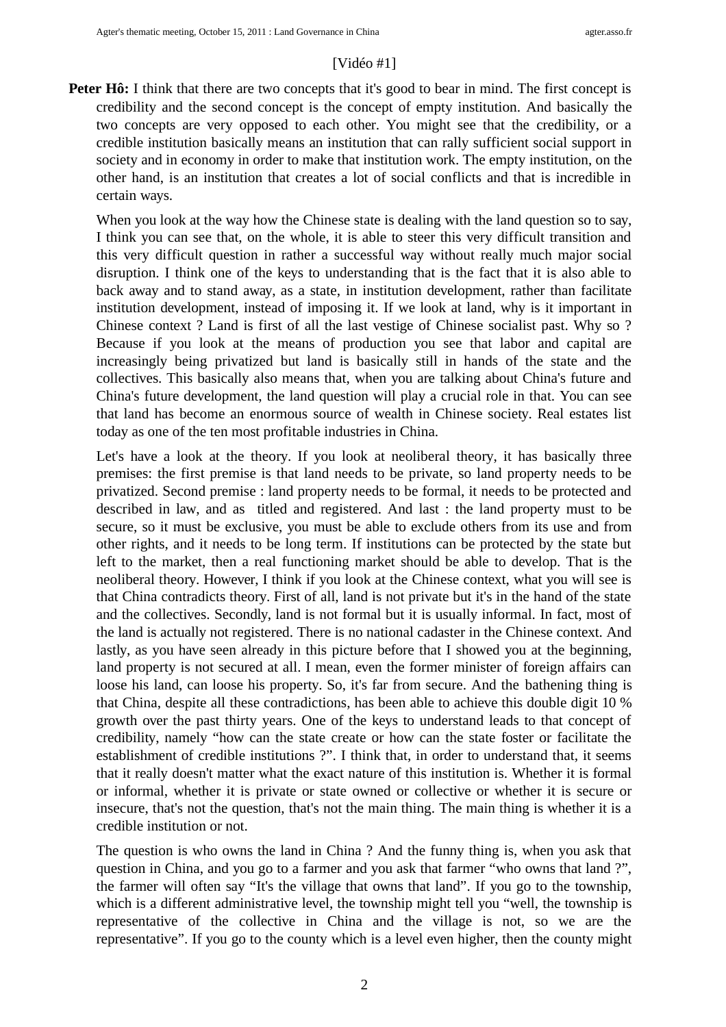[Vidéo #1]

**Peter Hô:** I think that there are two concepts that it's good to bear in mind. The first concept is credibility and the second concept is the concept of empty institution. And basically the two concepts are very opposed to each other. You might see that the credibility, or a credible institution basically means an institution that can rally sufficient social support in society and in economy in order to make that institution work. The empty institution, on the other hand, is an institution that creates a lot of social conflicts and that is incredible in certain ways.

When you look at the way how the Chinese state is dealing with the land question so to say, I think you can see that, on the whole, it is able to steer this very difficult transition and this very difficult question in rather a successful way without really much major social disruption. I think one of the keys to understanding that is the fact that it is also able to back away and to stand away, as a state, in institution development, rather than facilitate institution development, instead of imposing it. If we look at land, why is it important in Chinese context ? Land is first of all the last vestige of Chinese socialist past. Why so ? Because if you look at the means of production you see that labor and capital are increasingly being privatized but land is basically still in hands of the state and the collectives. This basically also means that, when you are talking about China's future and China's future development, the land question will play a crucial role in that. You can see that land has become an enormous source of wealth in Chinese society. Real estates list today as one of the ten most profitable industries in China.

Let's have a look at the theory. If you look at neoliberal theory, it has basically three premises: the first premise is that land needs to be private, so land property needs to be privatized. Second premise : land property needs to be formal, it needs to be protected and described in law, and as titled and registered. And last : the land property must to be secure, so it must be exclusive, you must be able to exclude others from its use and from other rights, and it needs to be long term. If institutions can be protected by the state but left to the market, then a real functioning market should be able to develop. That is the neoliberal theory. However, I think if you look at the Chinese context, what you will see is that China contradicts theory. First of all, land is not private but it's in the hand of the state and the collectives. Secondly, land is not formal but it is usually informal. In fact, most of the land is actually not registered. There is no national cadaster in the Chinese context. And lastly, as you have seen already in this picture before that I showed you at the beginning, land property is not secured at all. I mean, even the former minister of foreign affairs can loose his land, can loose his property. So, it's far from secure. And the bathening thing is that China, despite all these contradictions, has been able to achieve this double digit 10 % growth over the past thirty years. One of the keys to understand leads to that concept of credibility, namely "how can the state create or how can the state foster or facilitate the establishment of credible institutions ?". I think that, in order to understand that, it seems that it really doesn't matter what the exact nature of this institution is. Whether it is formal or informal, whether it is private or state owned or collective or whether it is secure or insecure, that's not the question, that's not the main thing. The main thing is whether it is a credible institution or not.

The question is who owns the land in China ? And the funny thing is, when you ask that question in China, and you go to a farmer and you ask that farmer "who owns that land ?", the farmer will often say "It's the village that owns that land". If you go to the township, which is a different administrative level, the township might tell you "well, the township is representative of the collective in China and the village is not, so we are the representative". If you go to the county which is a level even higher, then the county might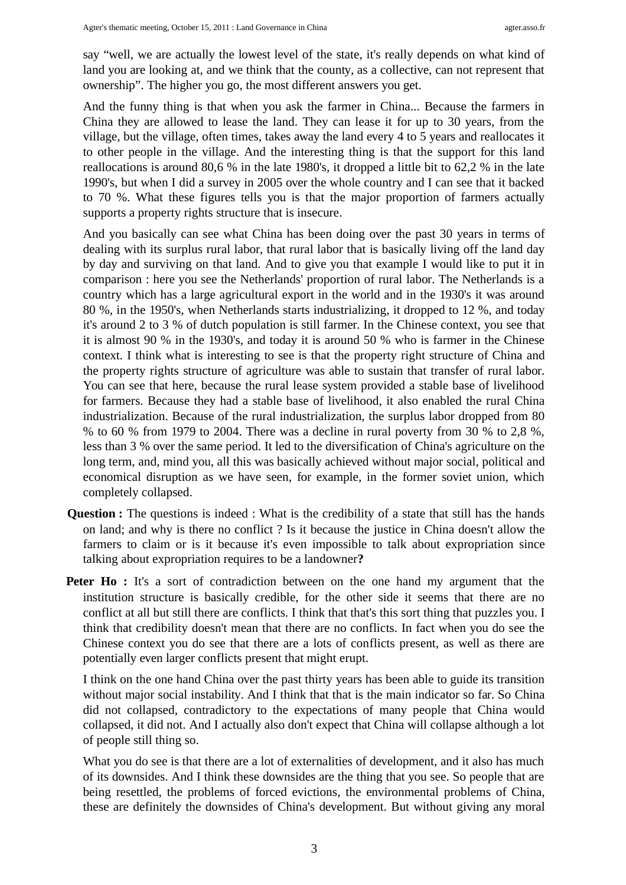say "well, we are actually the lowest level of the state, it's really depends on what kind of land you are looking at, and we think that the county, as a collective, can not represent that ownership". The higher you go, the most different answers you get.

And the funny thing is that when you ask the farmer in China... Because the farmers in China they are allowed to lease the land. They can lease it for up to 30 years, from the village, but the village, often times, takes away the land every 4 to 5 years and reallocates it to other people in the village. And the interesting thing is that the support for this land reallocations is around 80,6 % in the late 1980's, it dropped a little bit to 62,2 % in the late 1990's, but when I did a survey in 2005 over the whole country and I can see that it backed to 70 %. What these figures tells you is that the major proportion of farmers actually supports a property rights structure that is insecure.

And you basically can see what China has been doing over the past 30 years in terms of dealing with its surplus rural labor, that rural labor that is basically living off the land day by day and surviving on that land. And to give you that example I would like to put it in comparison : here you see the Netherlands' proportion of rural labor. The Netherlands is a country which has a large agricultural export in the world and in the 1930's it was around 80 %, in the 1950's, when Netherlands starts industrializing, it dropped to 12 %, and today it's around 2 to 3 % of dutch population is still farmer. In the Chinese context, you see that it is almost 90 % in the 1930's, and today it is around 50 % who is farmer in the Chinese context. I think what is interesting to see is that the property right structure of China and the property rights structure of agriculture was able to sustain that transfer of rural labor. You can see that here, because the rural lease system provided a stable base of livelihood for farmers. Because they had a stable base of livelihood, it also enabled the rural China industrialization. Because of the rural industrialization, the surplus labor dropped from 80 % to 60 % from 1979 to 2004. There was a decline in rural poverty from 30 % to 2,8 %, less than 3 % over the same period. It led to the diversification of China's agriculture on the long term, and, mind you, all this was basically achieved without major social, political and economical disruption as we have seen, for example, in the former soviet union, which completely collapsed.

**Question :** The questions is indeed : What is the credibility of a state that still has the hands on land; and why is there no conflict ? Is it because the justice in China doesn't allow the farmers to claim or is it because it's even impossible to talk about expropriation since talking about expropriation requires to be a landowner**?**

**Peter Ho :** It's a sort of contradiction between on the one hand my argument that the institution structure is basically credible, for the other side it seems that there are no conflict at all but still there are conflicts. I think that that's this sort thing that puzzles you. I think that credibility doesn't mean that there are no conflicts. In fact when you do see the Chinese context you do see that there are a lots of conflicts present, as well as there are potentially even larger conflicts present that might erupt.

I think on the one hand China over the past thirty years has been able to guide its transition without major social instability. And I think that that is the main indicator so far. So China did not collapsed, contradictory to the expectations of many people that China would collapsed, it did not. And I actually also don't expect that China will collapse although a lot of people still thing so.

What you do see is that there are a lot of externalities of development, and it also has much of its downsides. And I think these downsides are the thing that you see. So people that are being resettled, the problems of forced evictions, the environmental problems of China, these are definitely the downsides of China's development. But without giving any moral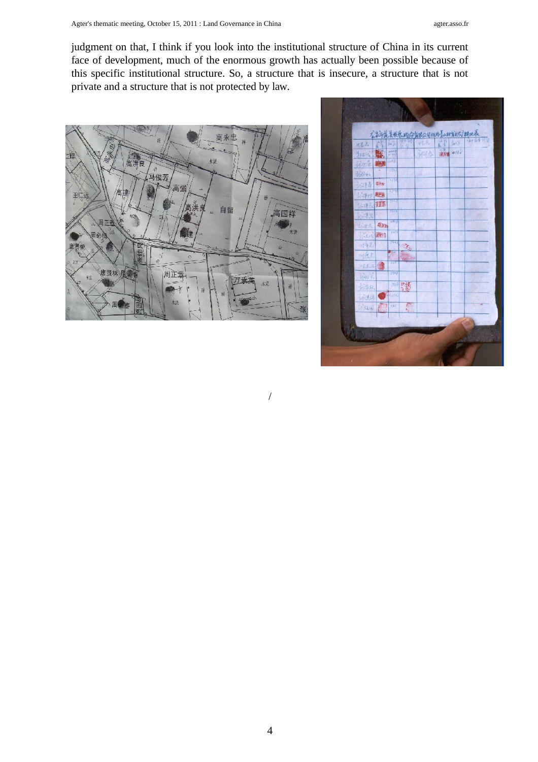judgment on that, I think if you look into the institutional structure of China in its current face of development, much of the enormous growth has actually been possible because of this specific institutional structure. So, a structure that is insecure, a structure that is not private and a structure that is not protected by law.

/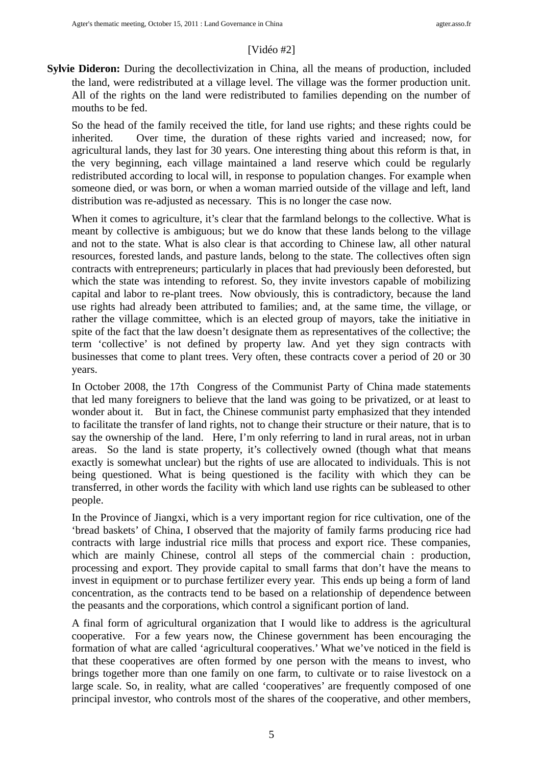[Vidéo #2]

**Sylvie Dideron:** During the decollectivization in China, all the means of production, included the land, were redistributed at a village level. The village was the former production unit. All of the rights on the land were redistributed to families depending on the number of mouths to be fed.

So the head of the family received the title, for land use rights; and these rights could be inherited. Over time, the duration of these rights varied and increased; now, for agricultural lands, they last for 30 years. One interesting thing about this reform is that, in the very beginning, each village maintained a land reserve which could be regularly redistributed according to local will, in response to population changes. For example when someone died, or was born, or when a woman married outside of the village and left, land distribution was re-adjusted as necessary. This is no longer the case now.

When it comes to agriculture, it's clear that the farmland belongs to the collective. What is meant by collective is ambiguous; but we do know that these lands belong to the village and not to the state. What is also clear is that according to Chinese law, all other natural resources, forested lands, and pasture lands, belong to the state. The collectives often sign contracts with entrepreneurs; particularly in places that had previously been deforested, but which the state was intending to reforest. So, they invite investors capable of mobilizing capital and labor to re-plant trees. Now obviously, this is contradictory, because the land use rights had already been attributed to families; and, at the same time, the village, or rather the village committee, which is an elected group of mayors, take the initiative in spite of the fact that the law doesn't designate them as representatives of the collective; the term 'collective' is not defined by property law. And yet they sign contracts with businesses that come to plant trees. Very often, these contracts cover a period of 20 or 30 years.

In October 2008, the 17th Congress of the Communist Party of China made statements that led many foreigners to believe that the land was going to be privatized, or at least to wonder about it. But in fact, the Chinese communist party emphasized that they intended to facilitate the transfer of land rights, not to change their structure or their nature, that is to say the ownership of the land. Here, I'm only referring to land in rural areas, not in urban areas. So the land is state property, it's collectively owned (though what that means exactly is somewhat unclear) but the rights of use are allocated to individuals. This is not being questioned. What is being questioned is the facility with which they can be transferred, in other words the facility with which land use rights can be subleased to other people.

In the Province of Jiangxi, which is a very important region for rice cultivation, one of the 'bread baskets' of China, I observed that the majority of family farms producing rice had contracts with large industrial rice mills that process and export rice. These companies, which are mainly Chinese, control all steps of the commercial chain : production, processing and export. They provide capital to small farms that don't have the means to invest in equipment or to purchase fertilizer every year. This ends up being a form of land concentration, as the contracts tend to be based on a relationship of dependence between the peasants and the corporations, which control a significant portion of land.

A final form of agricultural organization that I would like to address is the agricultural cooperative. For a few years now, the Chinese government has been encouraging the formation of what are called 'agricultural cooperatives.' What we've noticed in the field is that these cooperatives are often formed by one person with the means to invest, who brings together more than one family on one farm, to cultivate or to raise livestock on a large scale. So, in reality, what are called 'cooperatives' are frequently composed of one principal investor, who controls most of the shares of the cooperative, and other members,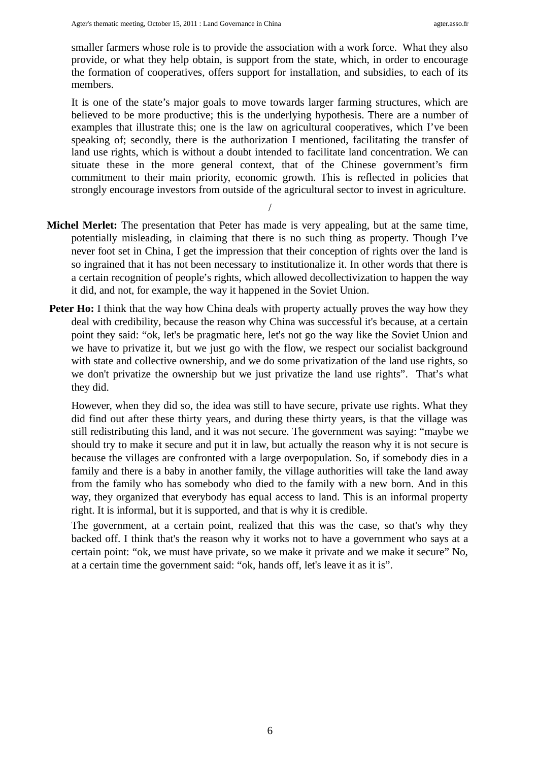smaller farmers whose role is to provide the association with a work force. What they also provide, or what they help obtain, is support from the state, which, in order to encourage the formation of cooperatives, offers support for installation, and subsidies, to each of its members.

It is one of the state's major goals to move towards larger farming structures, which are believed to be more productive; this is the underlying hypothesis. There are a number of examples that illustrate this; one is the law on agricultural cooperatives, which I've been speaking of; secondly, there is the authorization I mentioned, facilitating the transfer of land use rights, which is without a doubt intended to facilitate land concentration. We can situate these in the more general context, that of the Chinese government's firm commitment to their main priority, economic growth. This is reflected in policies that strongly encourage investors from outside of the agricultural sector to invest in agriculture.

/

**Michel Merlet:** The presentation that Peter has made is very appealing, but at the same time, potentially misleading, in claiming that there is no such thing as property. Though I've never foot set in China, I get the impression that their conception of rights over the land is so ingrained that it has not been necessary to institutionalize it. In other words that there is a certain recognition of people's rights, which allowed decollectivization to happen the way it did, and not, for example, the way it happened in the Soviet Union.

**Peter Ho:** I think that the way how China deals with property actually proves the way how they deal with credibility, because the reason why China was successful it's because, at a certain point they said: "ok, let's be pragmatic here, let's not go the way like the Soviet Union and we have to privatize it, but we just go with the flow, we respect our socialist background with state and collective ownership, and we do some privatization of the land use rights, so we don't privatize the ownership but we just privatize the land use rights". That's what they did.

However, when they did so, the idea was still to have secure, private use rights. What they did find out after these thirty years, and during these thirty years, is that the village was still redistributing this land, and it was not secure. The government was saying: "maybe we should try to make it secure and put it in law, but actually the reason why it is not secure is because the villages are confronted with a large overpopulation. So, if somebody dies in a family and there is a baby in another family, the village authorities will take the land away from the family who has somebody who died to the family with a new born. And in this way, they organized that everybody has equal access to land. This is an informal property right. It is informal, but it is supported, and that is why it is credible.

The government, at a certain point, realized that this was the case, so that's why they backed off. I think that's the reason why it works not to have a government who says at a certain point: "ok, we must have private, so we make it private and we make it secure" No, at a certain time the government said: "ok, hands off, let's leave it as it is".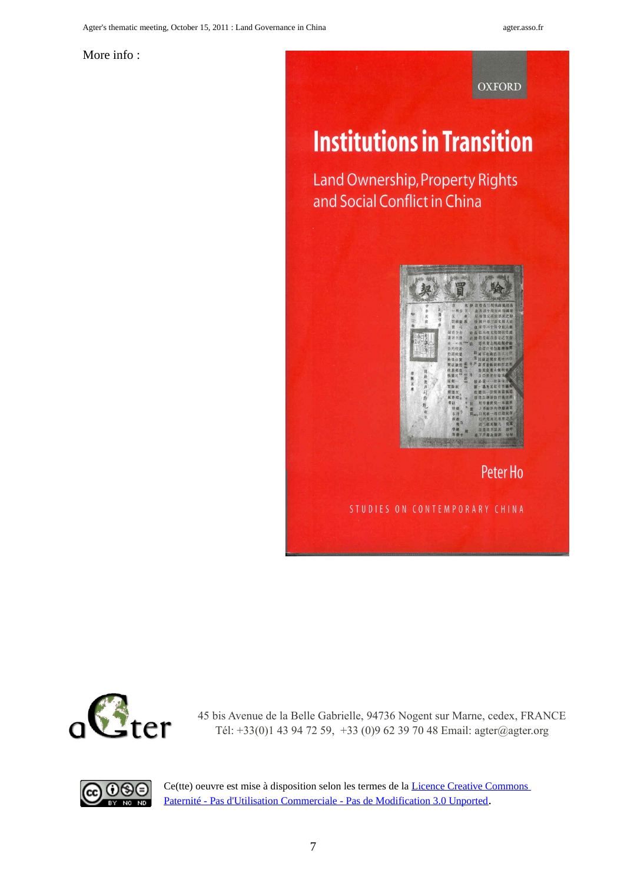More info :

OXFORD

Institutions in Transition

Land Ownership, Property Rights and Social Conflict in China

Peter Ho

STUDIES ON CONTEMPORARY CHINA

45 bis Avenue de la Belle Gabrielle, 94736 Nogent sur Marne, cedex, FRANCE
Tél: +33(0)1 43 94 72 59, +33 (0)9 62 39 70 48 Email: agter@agter.org

Ce(tte) oeuvre est mise à disposition selon les termes de la Licence Creative Commons Paternité - Pas d'Utilisation Commerciale - Pas de Modification 3.0 Unported.